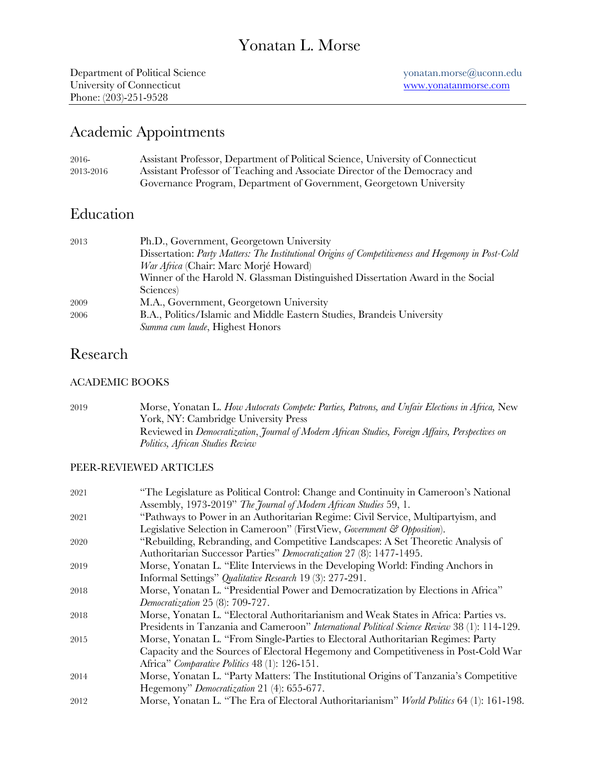# Yonatan L. Morse

Department of Political Science
University of Connecticut
Phone: (203)-251-9528

yonatan.morse@uconn.edu
www.yonatanmorse.com

## Academic Appointments

2016- Assistant Professor, Department of Political Science, University of Connecticut

2013-2016 Assistant Professor of Teaching and Associate Director of the Democracy and Governance Program, Department of Government, Georgetown University

## Education

2013 Ph.D., Government, Georgetown University
Dissertation: *Party Matters: The Institutional Origins of Competitiveness and Hegemony in Post-Cold War Africa* (Chair: Marc Morjé Howard)
Winner of the Harold N. Glassman Distinguished Dissertation Award in the Social Sciences)

2009 M.A., Government, Georgetown University

2006 B.A., Politics/Islamic and Middle Eastern Studies, Brandeis University
*Summa cum laude*, Highest Honors

## Research

### ACADEMIC BOOKS

2019 Morse, Yonatan L. *How Autocrats Compete: Parties, Patrons, and Unfair Elections in Africa,* New York, NY: Cambridge University Press
Reviewed in *Democratization*, *Journal of Modern African Studies, Foreign Affairs, Perspectives on Politics, African Studies Review*

### PEER-REVIEWED ARTICLES

2021 "The Legislature as Political Control: Change and Continuity in Cameroon's National Assembly, 1973-2019" *The Journal of Modern African Studies* 59, 1.

2021 "Pathways to Power in an Authoritarian Regime: Civil Service, Multipartyism, and Legislative Selection in Cameroon" (FirstView, *Government & Opposition*).

2020 "Rebuilding, Rebranding, and Competitive Landscapes: A Set Theoretic Analysis of Authoritarian Successor Parties" *Democratization* 27 (8): 1477-1495.

2019 Morse, Yonatan L. "Elite Interviews in the Developing World: Finding Anchors in Informal Settings" *Qualitative Research* 19 (3): 277-291.

2018 Morse, Yonatan L. "Presidential Power and Democratization by Elections in Africa" *Democratization* 25 (8): 709-727.

2018 Morse, Yonatan L. "Electoral Authoritarianism and Weak States in Africa: Parties vs. Presidents in Tanzania and Cameroon" *International Political Science Review* 38 (1): 114-129.

2015 Morse, Yonatan L. "From Single-Parties to Electoral Authoritarian Regimes: Party Capacity and the Sources of Electoral Hegemony and Competitiveness in Post-Cold War Africa" *Comparative Politics* 48 (1): 126-151.

2014 Morse, Yonatan L. "Party Matters: The Institutional Origins of Tanzania's Competitive Hegemony" *Democratization* 21 (4): 655-677.

2012 Morse, Yonatan L. "The Era of Electoral Authoritarianism" *World Politics* 64 (1): 161-198.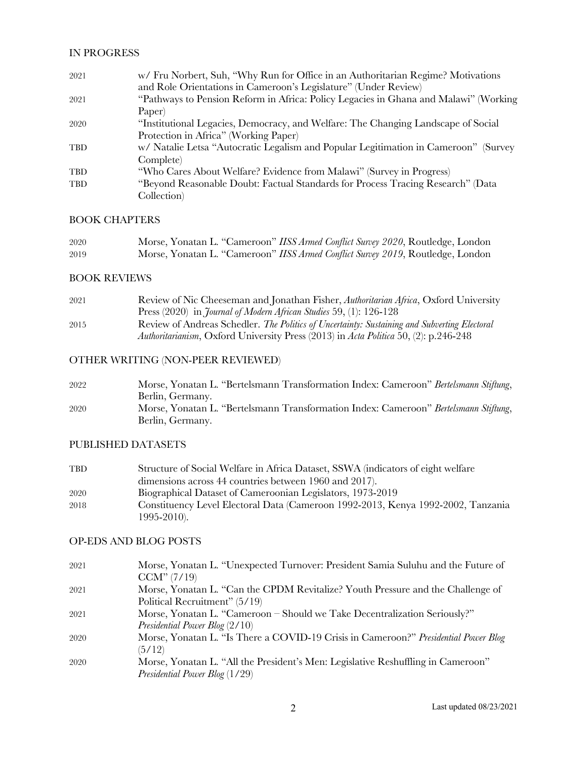## IN PROGRESS

2021 w/ Fru Norbert, Suh, "Why Run for Office in an Authoritarian Regime? Motivations and Role Orientations in Cameroon's Legislature" (Under Review)

2021 "Pathways to Pension Reform in Africa: Policy Legacies in Ghana and Malawi" (Working Paper)

2020 "Institutional Legacies, Democracy, and Welfare: The Changing Landscape of Social Protection in Africa" (Working Paper)

TBD w/ Natalie Letsa "Autocratic Legalism and Popular Legitimation in Cameroon" (Survey Complete)

TBD "Who Cares About Welfare? Evidence from Malawi" (Survey in Progress)

TBD "Beyond Reasonable Doubt: Factual Standards for Process Tracing Research" (Data Collection)

## BOOK CHAPTERS

2020 Morse, Yonatan L. "Cameroon" *IISS Armed Conflict Survey 2020*, Routledge, London

2019 Morse, Yonatan L. "Cameroon" *IISS Armed Conflict Survey 2019*, Routledge, London

## BOOK REVIEWS

2021 Review of Nic Cheeseman and Jonathan Fisher, *Authoritarian Africa*, Oxford University Press (2020) in *Journal of Modern African Studies* 59, (1): 126-128

2015 Review of Andreas Schedler. *The Politics of Uncertainty: Sustaining and Subverting Electoral Authoritarianism*, Oxford University Press (2013) in *Acta Politica* 50, (2): p.246-248

## OTHER WRITING (NON-PEER REVIEWED)

2022 Morse, Yonatan L. "Bertelsmann Transformation Index: Cameroon" *Bertelsmann Stiftung*, Berlin, Germany.

2020 Morse, Yonatan L. "Bertelsmann Transformation Index: Cameroon" *Bertelsmann Stiftung*, Berlin, Germany.

## PUBLISHED DATASETS

TBD Structure of Social Welfare in Africa Dataset, SSWA (indicators of eight welfare dimensions across 44 countries between 1960 and 2017).

2020 Biographical Dataset of Cameroonian Legislators, 1973-2019

2018 Constituency Level Electoral Data (Cameroon 1992-2013, Kenya 1992-2002, Tanzania 1995-2010).

## OP-EDS AND BLOG POSTS

2021 Morse, Yonatan L. "Unexpected Turnover: President Samia Suluhu and the Future of CCM" (7/19)

2021 Morse, Yonatan L. "Can the CPDM Revitalize? Youth Pressure and the Challenge of Political Recruitment" (5/19)

2021 Morse, Yonatan L. "Cameroon – Should we Take Decentralization Seriously?" *Presidential Power Blog* (2/10)

2020 Morse, Yonatan L. "Is There a COVID-19 Crisis in Cameroon?" *Presidential Power Blog* (5/12)

2020 Morse, Yonatan L. "All the President's Men: Legislative Reshuffling in Cameroon" *Presidential Power Blog* (1/29)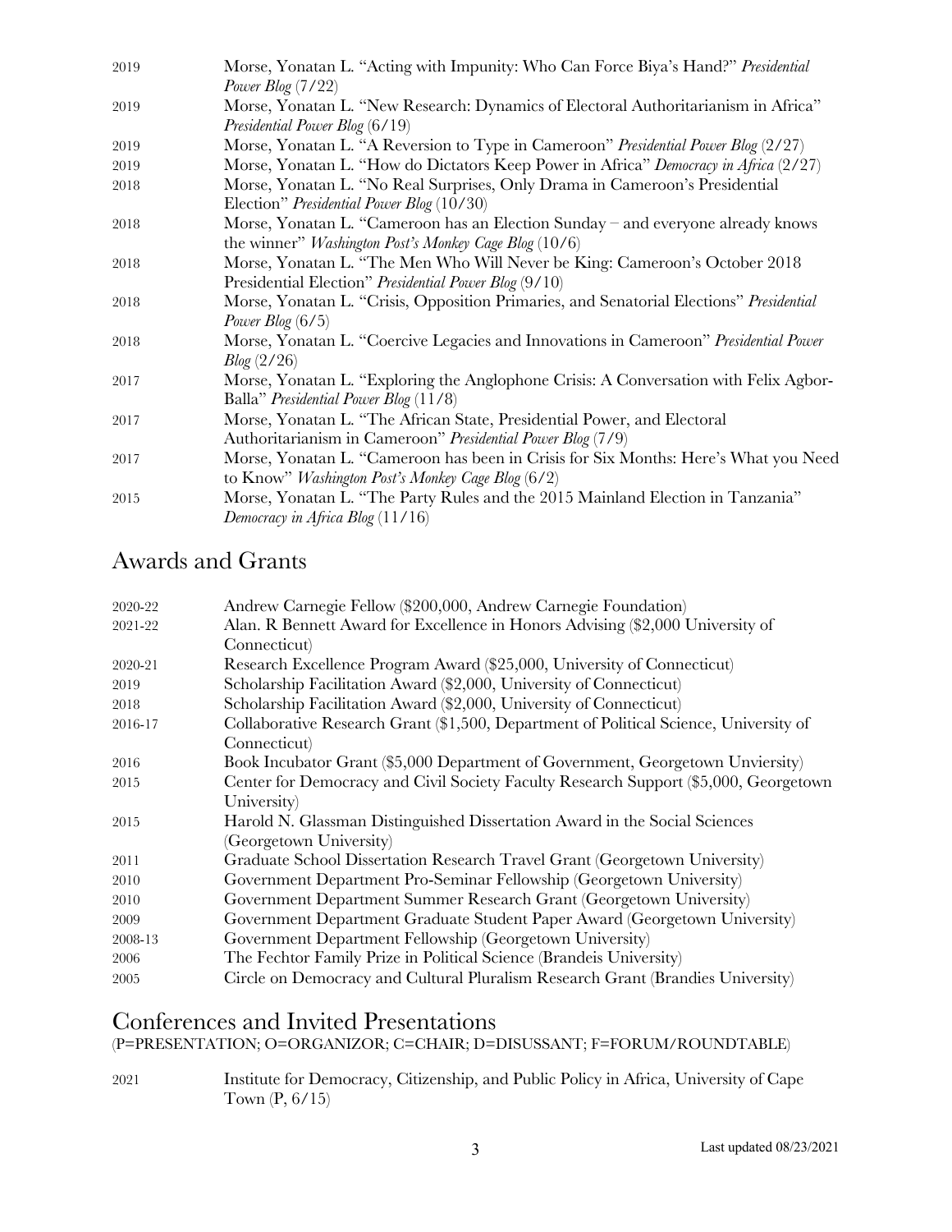| | |
|---|---|
| 2019 | Morse, Yonatan L. "Acting with Impunity: Who Can Force Biya's Hand?" *Presidential Power Blog* (7/22) |
| 2019 | Morse, Yonatan L. "New Research: Dynamics of Electoral Authoritarianism in Africa" *Presidential Power Blog* (6/19) |
| 2019 | Morse, Yonatan L. "A Reversion to Type in Cameroon" *Presidential Power Blog* (2/27) |
| 2019 | Morse, Yonatan L. "How do Dictators Keep Power in Africa" *Democracy in Africa* (2/27) |
| 2018 | Morse, Yonatan L. "No Real Surprises, Only Drama in Cameroon's Presidential Election" *Presidential Power Blog* (10/30) |
| 2018 | Morse, Yonatan L. "Cameroon has an Election Sunday – and everyone already knows the winner" *Washington Post's Monkey Cage Blog* (10/6) |
| 2018 | Morse, Yonatan L. "The Men Who Will Never be King: Cameroon's October 2018 Presidential Election" *Presidential Power Blog* (9/10) |
| 2018 | Morse, Yonatan L. "Crisis, Opposition Primaries, and Senatorial Elections" *Presidential Power Blog* (6/5) |
| 2018 | Morse, Yonatan L. "Coercive Legacies and Innovations in Cameroon" *Presidential Power Blog* (2/26) |
| 2017 | Morse, Yonatan L. "Exploring the Anglophone Crisis: A Conversation with Felix Agbor-Balla" *Presidential Power Blog* (11/8) |
| 2017 | Morse, Yonatan L. "The African State, Presidential Power, and Electoral Authoritarianism in Cameroon" *Presidential Power Blog* (7/9) |
| 2017 | Morse, Yonatan L. "Cameroon has been in Crisis for Six Months: Here's What you Need to Know" *Washington Post's Monkey Cage Blog* (6/2) |
| 2015 | Morse, Yonatan L. "The Party Rules and the 2015 Mainland Election in Tanzania" *Democracy in Africa Blog* (11/16) |

## Awards and Grants

| | |
|---|---|
| 2020-22 | Andrew Carnegie Fellow ($200,000, Andrew Carnegie Foundation) |
| 2021-22 | Alan. R Bennett Award for Excellence in Honors Advising ($2,000 University of Connecticut) |
| 2020-21 | Research Excellence Program Award ($25,000, University of Connecticut) |
| 2019 | Scholarship Facilitation Award ($2,000, University of Connecticut) |
| 2018 | Scholarship Facilitation Award ($2,000, University of Connecticut) |
| 2016-17 | Collaborative Research Grant ($1,500, Department of Political Science, University of Connecticut) |
| 2016 | Book Incubator Grant ($5,000 Department of Government, Georgetown Unviersity) |
| 2015 | Center for Democracy and Civil Society Faculty Research Support ($5,000, Georgetown University) |
| 2015 | Harold N. Glassman Distinguished Dissertation Award in the Social Sciences (Georgetown University) |
| 2011 | Graduate School Dissertation Research Travel Grant (Georgetown University) |
| 2010 | Government Department Pro-Seminar Fellowship (Georgetown University) |
| 2010 | Government Department Summer Research Grant (Georgetown University) |
| 2009 | Government Department Graduate Student Paper Award (Georgetown University) |
| 2008-13 | Government Department Fellowship (Georgetown University) |
| 2006 | The Fechtor Family Prize in Political Science (Brandeis University) |
| 2005 | Circle on Democracy and Cultural Pluralism Research Grant (Brandies University) |

## Conferences and Invited Presentations

(P=PRESENTATION; O=ORGANIZOR; C=CHAIR; D=DISUSSANT; F=FORUM/ROUNDTABLE)

| | |
|---|---|
| 2021 | Institute for Democracy, Citizenship, and Public Policy in Africa, University of Cape Town (P, 6/15) |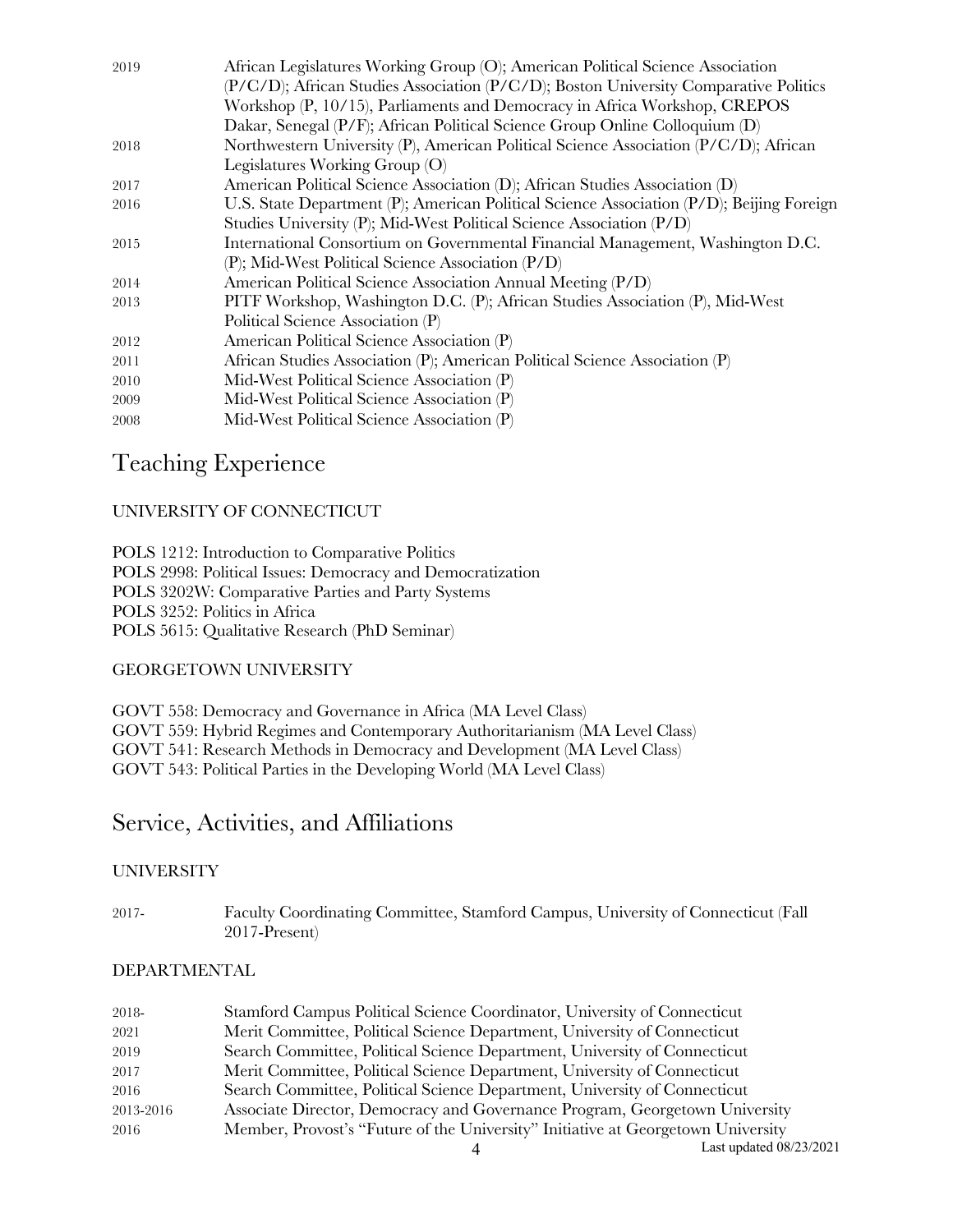| | |
|---|---|
| 2019 | African Legislatures Working Group (O); American Political Science Association (P/C/D); African Studies Association (P/C/D); Boston University Comparative Politics Workshop (P, 10/15), Parliaments and Democracy in Africa Workshop, CREPOS Dakar, Senegal (P/F); African Political Science Group Online Colloquium (D) |
| 2018 | Northwestern University (P), American Political Science Association (P/C/D); African Legislatures Working Group (O) |
| 2017 | American Political Science Association (D); African Studies Association (D) |
| 2016 | U.S. State Department (P); American Political Science Association (P/D); Beijing Foreign Studies University (P); Mid-West Political Science Association (P/D) |
| 2015 | International Consortium on Governmental Financial Management, Washington D.C. (P); Mid-West Political Science Association (P/D) |
| 2014 | American Political Science Association Annual Meeting (P/D) |
| 2013 | PITF Workshop, Washington D.C. (P); African Studies Association (P), Mid-West Political Science Association (P) |
| 2012 | American Political Science Association (P) |
| 2011 | African Studies Association (P); American Political Science Association (P) |
| 2010 | Mid-West Political Science Association (P) |
| 2009 | Mid-West Political Science Association (P) |
| 2008 | Mid-West Political Science Association (P) |

# Teaching Experience

UNIVERSITY OF CONNECTICUT

POLS 1212: Introduction to Comparative Politics
POLS 2998: Political Issues: Democracy and Democratization
POLS 3202W: Comparative Parties and Party Systems
POLS 3252: Politics in Africa
POLS 5615: Qualitative Research (PhD Seminar)

GEORGETOWN UNIVERSITY

GOVT 558: Democracy and Governance in Africa (MA Level Class)
GOVT 559: Hybrid Regimes and Contemporary Authoritarianism (MA Level Class)
GOVT 541: Research Methods in Democracy and Development (MA Level Class)
GOVT 543: Political Parties in the Developing World (MA Level Class)

# Service, Activities, and Affiliations

UNIVERSITY

| | |
|---|---|
| 2017- | Faculty Coordinating Committee, Stamford Campus, University of Connecticut (Fall 2017-Present) |

DEPARTMENTAL

| | |
|---|---|
| 2018- | Stamford Campus Political Science Coordinator, University of Connecticut |
| 2021 | Merit Committee, Political Science Department, University of Connecticut |
| 2019 | Search Committee, Political Science Department, University of Connecticut |
| 2017 | Merit Committee, Political Science Department, University of Connecticut |
| 2016 | Search Committee, Political Science Department, University of Connecticut |
| 2013-2016 | Associate Director, Democracy and Governance Program, Georgetown University |
| 2016 | Member, Provost's "Future of the University" Initiative at Georgetown University |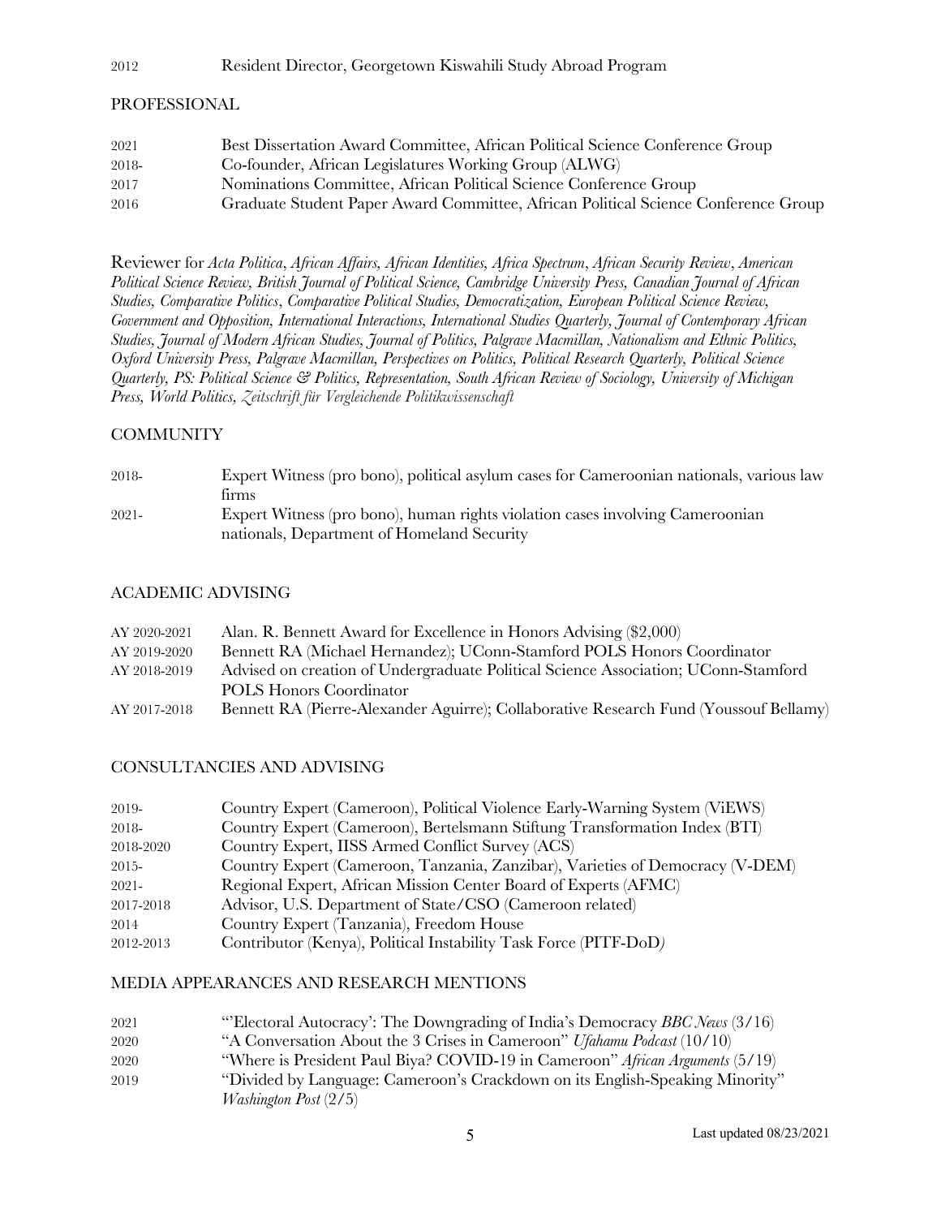2012 Resident Director, Georgetown Kiswahili Study Abroad Program

## PROFESSIONAL

| | |
|---|---|
| 2021 | Best Dissertation Award Committee, African Political Science Conference Group |
| 2018- | Co-founder, African Legislatures Working Group (ALWG) |
| 2017 | Nominations Committee, African Political Science Conference Group |
| 2016 | Graduate Student Paper Award Committee, African Political Science Conference Group |

Reviewer for *Acta Politica*, *African Affairs, African Identities, Africa Spectrum*, *African Security Review*, *American Political Science Review, British Journal of Political Science, Cambridge University Press, Canadian Journal of African Studies, Comparative Politics*, *Comparative Political Studies, Democratization, European Political Science Review, Government and Opposition, International Interactions, International Studies Quarterly, Journal of Contemporary African Studies, Journal of Modern African Studies, Journal of Politics, Palgrave Macmillan, Nationalism and Ethnic Politics, Oxford University Press, Palgrave Macmillan, Perspectives on Politics, Political Research Quarterly, Political Science Quarterly, PS: Political Science & Politics, Representation, South African Review of Sociology, University of Michigan Press, World Politics, Zeitschrift für Vergleichende Politikwissenschaft*

## COMMUNITY

| | |
|---|---|
| 2018- | Expert Witness (pro bono), political asylum cases for Cameroonian nationals, various law firms |
| 2021- | Expert Witness (pro bono), human rights violation cases involving Cameroonian nationals, Department of Homeland Security |

## ACADEMIC ADVISING

| | |
|---|---|
| AY 2020-2021 | Alan. R. Bennett Award for Excellence in Honors Advising ($2,000) |
| AY 2019-2020 | Bennett RA (Michael Hernandez); UConn-Stamford POLS Honors Coordinator |
| AY 2018-2019 | Advised on creation of Undergraduate Political Science Association; UConn-Stamford POLS Honors Coordinator |
| AY 2017-2018 | Bennett RA (Pierre-Alexander Aguirre); Collaborative Research Fund (Youssouf Bellamy) |

## CONSULTANCIES AND ADVISING

| | |
|---|---|
| 2019- | Country Expert (Cameroon), Political Violence Early-Warning System (ViEWS) |
| 2018- | Country Expert (Cameroon), Bertelsmann Stiftung Transformation Index (BTI) |
| 2018-2020 | Country Expert, IISS Armed Conflict Survey (ACS) |
| 2015- | Country Expert (Cameroon, Tanzania, Zanzibar), Varieties of Democracy (V-DEM) |
| 2021- | Regional Expert, African Mission Center Board of Experts (AFMC) |
| 2017-2018 | Advisor, U.S. Department of State/CSO (Cameroon related) |
| 2014 | Country Expert (Tanzania), Freedom House |
| 2012-2013 | Contributor (Kenya), Political Instability Task Force (PITF-DoD*)* |

## MEDIA APPEARANCES AND RESEARCH MENTIONS

| | |
|---|---|
| 2021 | "'Electoral Autocracy': The Downgrading of India's Democracy *BBC News* (3/16) |
| 2020 | "A Conversation About the 3 Crises in Cameroon" *Ufahamu Podcast* (10/10) |
| 2020 | "Where is President Paul Biya? COVID-19 in Cameroon" *African Arguments* (5/19) |
| 2019 | "Divided by Language: Cameroon's Crackdown on its English-Speaking Minority" *Washington Post* (2/5) |

Last updated 08/23/2021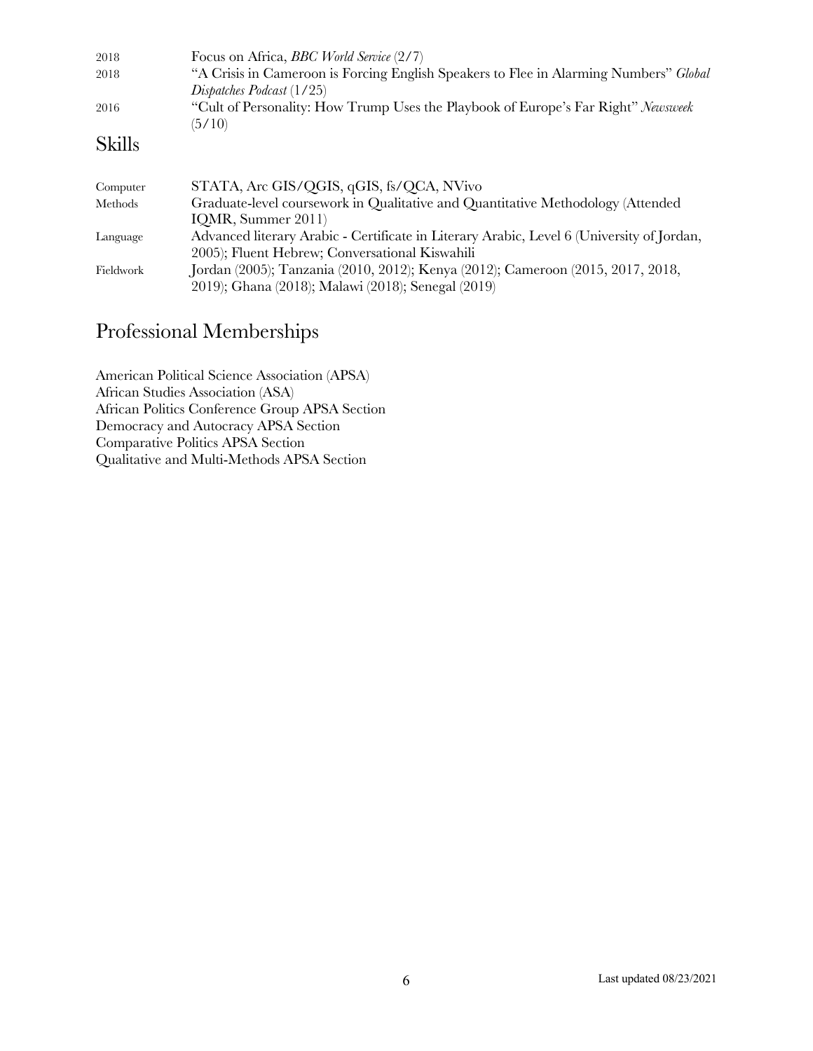| | |
|---|---|
| 2018 | Focus on Africa, *BBC World Service* (2/7) |
| 2018 | "A Crisis in Cameroon is Forcing English Speakers to Flee in Alarming Numbers" *Global Dispatches Podcast* (1/25) |
| 2016 | "Cult of Personality: How Trump Uses the Playbook of Europe's Far Right" *Newsweek* (5/10) |

## Skills

| | |
|---|---|
| Computer | STATA, Arc GIS/QGIS, qGIS, fs/QCA, NVivo |
| Methods | Graduate-level coursework in Qualitative and Quantitative Methodology (Attended IQMR, Summer 2011) |
| Language | Advanced literary Arabic - Certificate in Literary Arabic, Level 6 (University of Jordan, 2005); Fluent Hebrew; Conversational Kiswahili |
| Fieldwork | Jordan (2005); Tanzania (2010, 2012); Kenya (2012); Cameroon (2015, 2017, 2018, 2019); Ghana (2018); Malawi (2018); Senegal (2019) |

## Professional Memberships

American Political Science Association (APSA)
African Studies Association (ASA)
African Politics Conference Group APSA Section
Democracy and Autocracy APSA Section
Comparative Politics APSA Section
Qualitative and Multi-Methods APSA Section

Last updated 08/23/2021